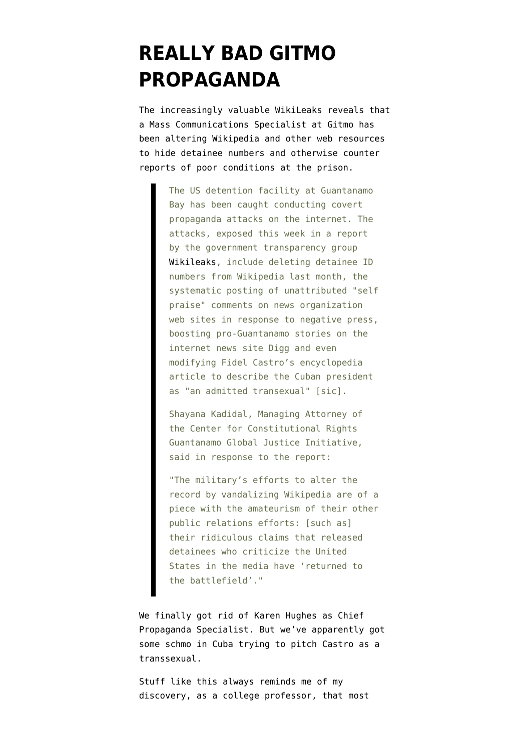# REALLY BAD GITMO PROPAGANDA

The increasingly valuable WikiLeaks reveals that a Mass Communications Specialist at Gitmo has been altering Wikipedia and other web resources to hide detainee numbers and otherwise counter reports of poor conditions at the prison.

> The US detention facility at Guantanamo Bay has been caught conducting covert propaganda attacks on the internet. The attacks, exposed this week in a report by the government transparency group Wikileaks, include deleting detainee ID numbers from Wikipedia last month, the systematic posting of unattributed "self praise" comments on news organization web sites in response to negative press, boosting pro-Guantanamo stories on the internet news site Digg and even modifying Fidel Castro's encyclopedia article to describe the Cuban president as "an admitted transexual" [sic].
>
> Shayana Kadidal, Managing Attorney of the Center for Constitutional Rights Guantanamo Global Justice Initiative, said in response to the report:
>
> "The military's efforts to alter the record by vandalizing Wikipedia are of a piece with the amateurism of their other public relations efforts: [such as] their ridiculous claims that released detainees who criticize the United States in the media have 'returned to the battlefield'."

We finally got rid of Karen Hughes as Chief Propaganda Specialist. But we've apparently got some schmo in Cuba trying to pitch Castro as a transsexual.

Stuff like this always reminds me of my discovery, as a college professor, that most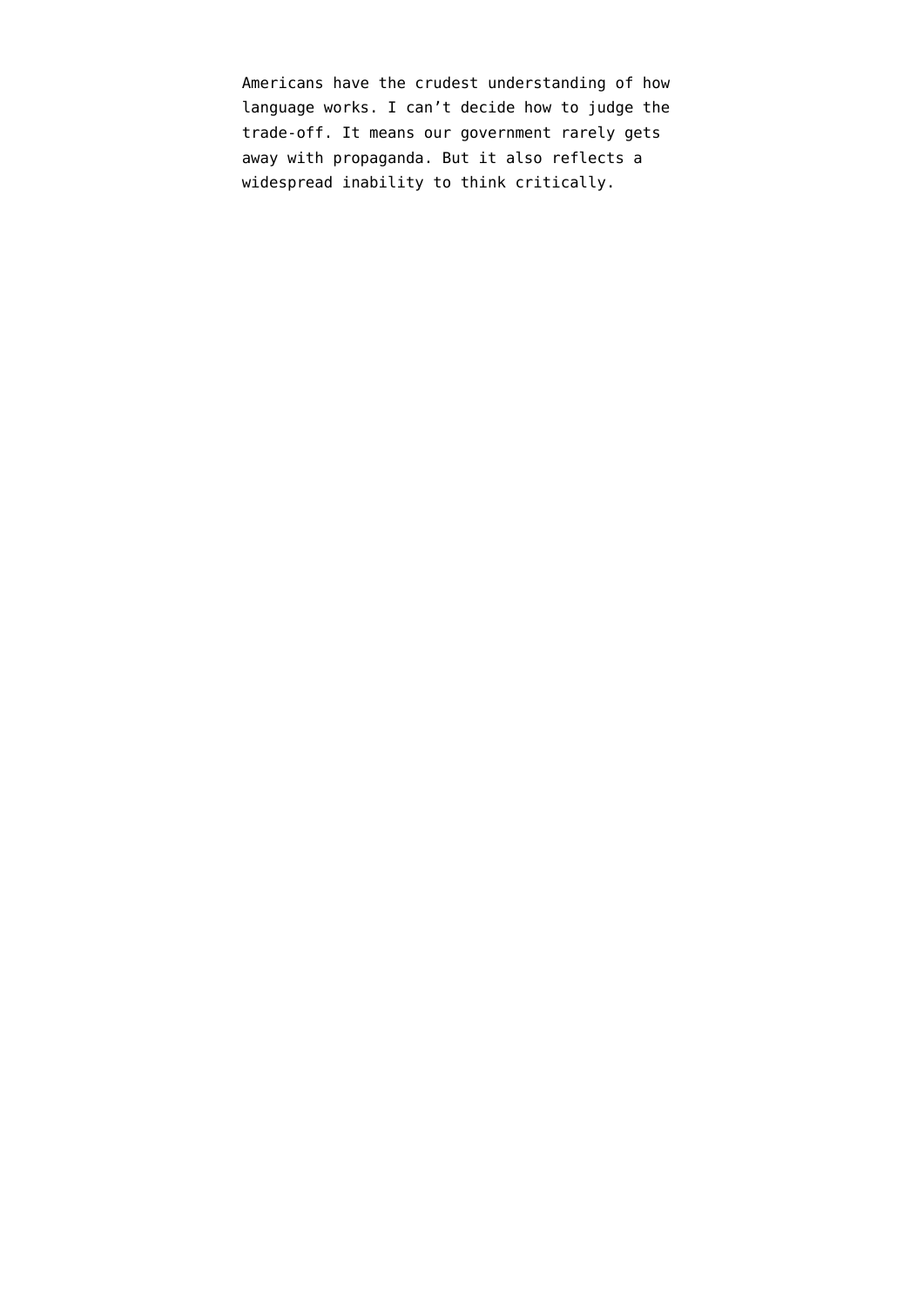Americans have the crudest understanding of how language works. I can’t decide how to judge the trade-off. It means our government rarely gets away with propaganda. But it also reflects a widespread inability to think critically.